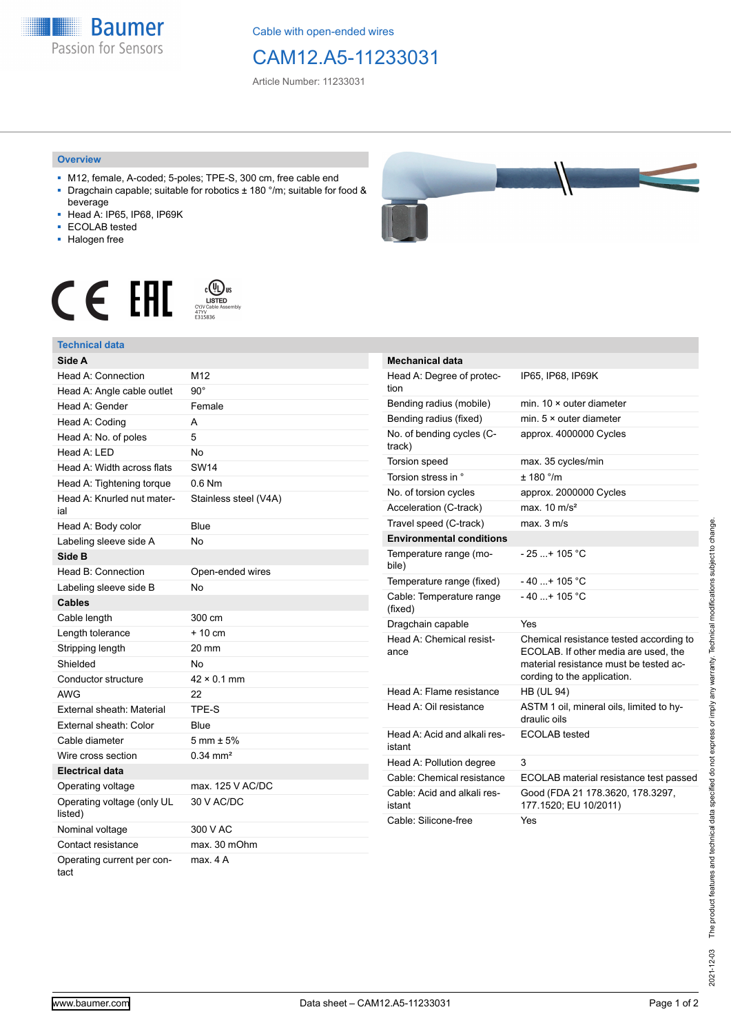Cable with open-ended wires

# CAM12.A5-11233031

Article Number: 11233031

## Overview

- M12, female, A-coded; 5-poles; TPE-S, 300 cm, free cable end
- Dragchain capable; suitable for robotics ± 180 °/m; suitable for food & beverage
- Head A: IP65, IP68, IP69K
- ECOLAB tested
- Halogen free

## Technical data

| Side A | |
|---|---|
| Head A: Connection | M12 |
| Head A: Angle cable outlet | 90° |
| Head A: Gender | Female |
| Head A: Coding | A |
| Head A: No. of poles | 5 |
| Head A: LED | No |
| Head A: Width across flats | SW14 |
| Head A: Tightening torque | 0.6 Nm |
| Head A: Knurled nut material | Stainless steel (V4A) |
| Head A: Body color | Blue |
| Labeling sleeve side A | No |
| **Side B** | |
| Head B: Connection | Open-ended wires |
| Labeling sleeve side B | No |
| **Cables** | |
| Cable length | 300 cm |
| Length tolerance | + 10 cm |
| Stripping length | 20 mm |
| Shielded | No |
| Conductor structure | 42 × 0.1 mm |
| AWG | 22 |
| External sheath: Material | TPE-S |
| External sheath: Color | Blue |
| Cable diameter | 5 mm ± 5% |
| Wire cross section | 0.34 mm² |
| **Electrical data** | |
| Operating voltage | max. 125 V AC/DC |
| Operating voltage (only UL listed) | 30 V AC/DC |
| Nominal voltage | 300 V AC |
| Contact resistance | max. 30 mOhm |
| Operating current per contact | max. 4 A |

| Mechanical data | |
|---|---|
| Head A: Degree of protection | IP65, IP68, IP69K |
| Bending radius (mobile) | min. 10 × outer diameter |
| Bending radius (fixed) | min. 5 × outer diameter |
| No. of bending cycles (C-track) | approx. 4000000 Cycles |
| Torsion speed | max. 35 cycles/min |
| Torsion stress in ° | ± 180 °/m |
| No. of torsion cycles | approx. 2000000 Cycles |
| Acceleration (C-track) | max. 10 m/s² |
| Travel speed (C-track) | max. 3 m/s |
| **Environmental conditions** | |
| Temperature range (mobile) | - 25 ...+ 105 °C |
| Temperature range (fixed) | - 40 ...+ 105 °C |
| Cable: Temperature range (fixed) | - 40 ...+ 105 °C |
| Dragchain capable | Yes |
| Head A: Chemical resistance | Chemical resistance tested according to ECOLAB. If other media are used, the material resistance must be tested according to the application. |
| Head A: Flame resistance | HB (UL 94) |
| Head A: Oil resistance | ASTM 1 oil, mineral oils, limited to hydraulic oils |
| Head A: Acid and alkali resistant | ECOLAB tested |
| Head A: Pollution degree | 3 |
| Cable: Chemical resistance | ECOLAB material resistance test passed |
| Cable: Acid and alkali resistant | Good (FDA 21 178.3620, 178.3297, 177.1520; EU 10/2011) |
| Cable: Silicone-free | Yes |

2021-12-03 The product features and technical data specified do not express or imply any warranty. Technical modifications subject to change.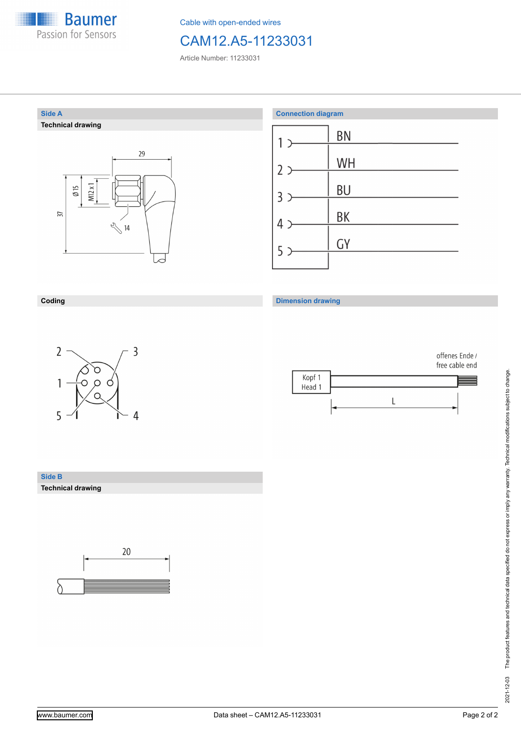Cable with open-ended wires

# CAM12.A5-11233031

Article Number: 11233031

## Side A

### Technical drawing

29

Ø 15

M12 x 1

37

14

## Connection diagram

1 BN
2 WH
3 BU
4 BK
5 GY

### Coding

2
3
1
5
4

## Dimension drawing

Kopf 1
Head 1

offenes Ende / free cable end

L

## Side B

### Technical drawing

20

www.baumer.com

Data sheet – CAM12.A5-11233031

2021-12-03 The product features and technical data specified do not express or imply any warranty. Technical modifications subject to change.